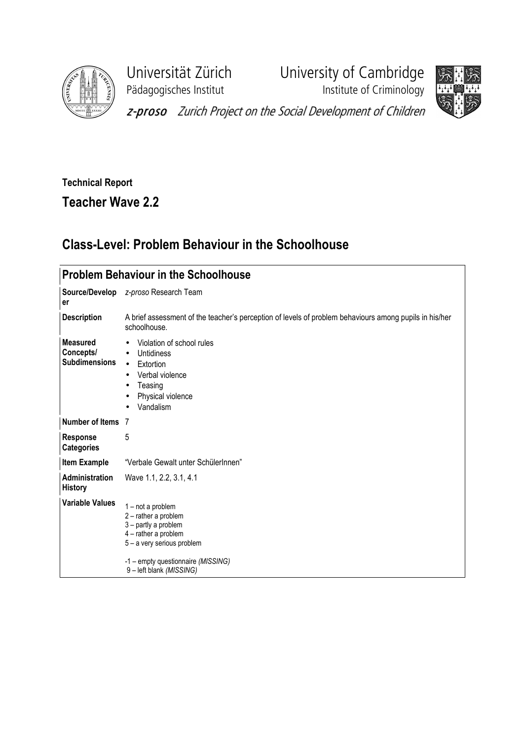Universität Zürich
Pädagogisches Institut

University of Cambridge
Institute of Criminology

*z-proso* *Zurich Project on the Social Development of Children*

**Technical Report**

## Teacher Wave 2.2

# Class-Level: Problem Behaviour in the Schoolhouse

| Problem Behaviour in the Schoolhouse | |
|---|---|
| **Source/Developer** | *z-proso* Research Team |
| **Description** | A brief assessment of the teacher's perception of levels of problem behaviours among pupils in his/her schoolhouse. |
| **Measured Concepts/ Subdimensions** | • Violation of school rules<br>• Untidiness<br>• Extortion<br>• Verbal violence<br>• Teasing<br>• Physical violence<br>• Vandalism |
| **Number of Items** | 7 |
| **Response Categories** | 5 |
| **Item Example** | "Verbale Gewalt unter SchülerInnen" |
| **Administration History** | Wave 1.1, 2.2, 3.1, 4.1 |
| **Variable Values** | 1 – not a problem<br>2 – rather a problem<br>3 – partly a problem<br>4 – rather a problem<br>5 – a very serious problem<br><br>-1 – empty questionnaire *(MISSING)*<br>9 – left blank *(MISSING)* |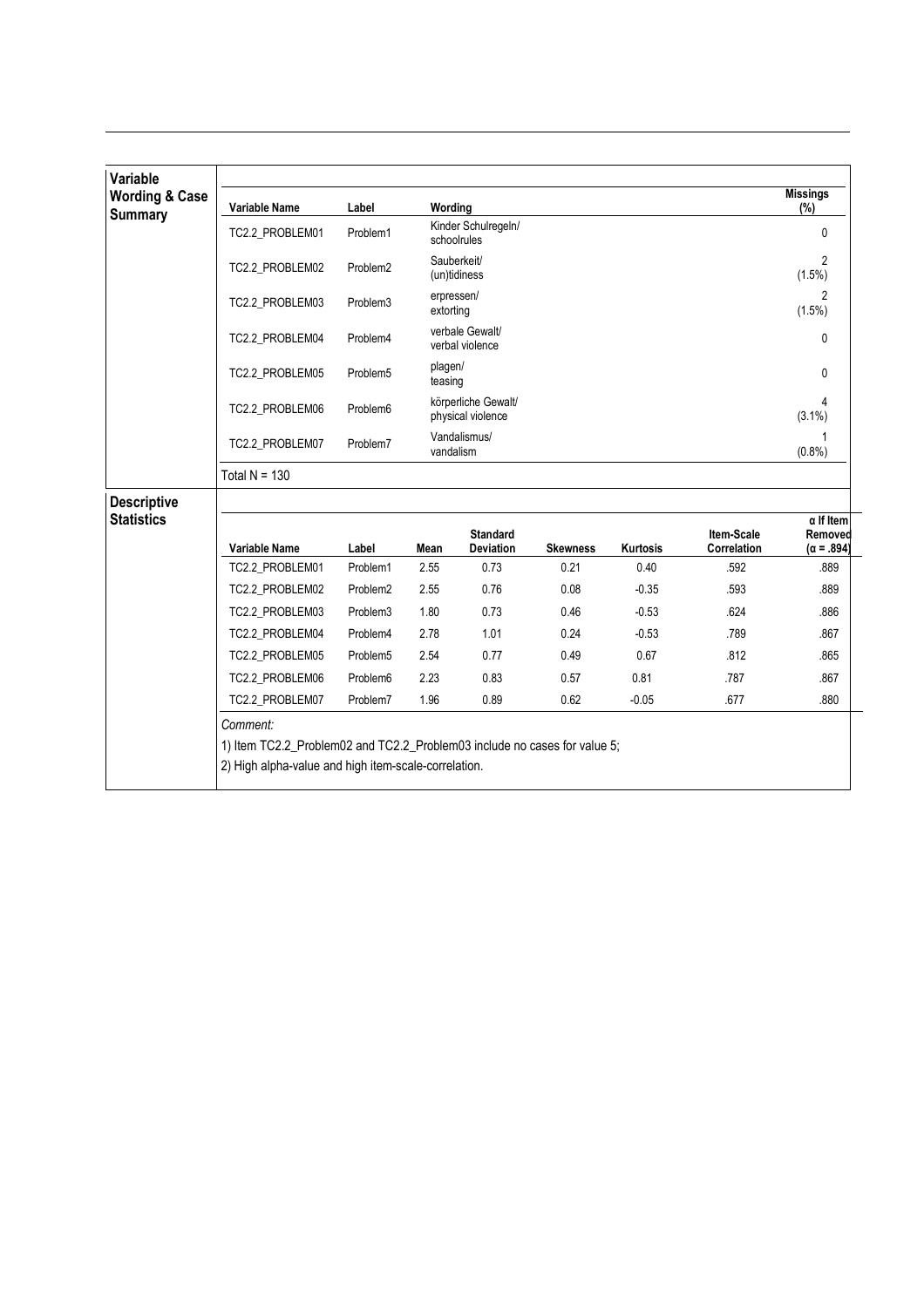## Variable Wording & Case Summary

| Variable Name | Label | Wording | Missings (%) |
|---|---|---|---|
| TC2.2_PROBLEM01 | Problem1 | Kinder Schulregeln/ schoolrules | 0 |
| TC2.2_PROBLEM02 | Problem2 | Sauberkeit/ (un)tidiness | 2 (1.5%) |
| TC2.2_PROBLEM03 | Problem3 | erpressen/ extorting | 2 (1.5%) |
| TC2.2_PROBLEM04 | Problem4 | verbale Gewalt/ verbal violence | 0 |
| TC2.2_PROBLEM05 | Problem5 | plagen/ teasing | 0 |
| TC2.2_PROBLEM06 | Problem6 | körperliche Gewalt/ physical violence | 4 (3.1%) |
| TC2.2_PROBLEM07 | Problem7 | Vandalismus/ vandalism | 1 (0.8%) |

Total N = 130

## Descriptive Statistics

| Variable Name | Label | Mean | Standard Deviation | Skewness | Kurtosis | Item-Scale Correlation | α If Item Removed (α = .894) |
|---|---|---|---|---|---|---|---|
| TC2.2_PROBLEM01 | Problem1 | 2.55 | 0.73 | 0.21 | 0.40 | .592 | .889 |
| TC2.2_PROBLEM02 | Problem2 | 2.55 | 0.76 | 0.08 | -0.35 | .593 | .889 |
| TC2.2_PROBLEM03 | Problem3 | 1.80 | 0.73 | 0.46 | -0.53 | .624 | .886 |
| TC2.2_PROBLEM04 | Problem4 | 2.78 | 1.01 | 0.24 | -0.53 | .789 | .867 |
| TC2.2_PROBLEM05 | Problem5 | 2.54 | 0.77 | 0.49 | 0.67 | .812 | .865 |
| TC2.2_PROBLEM06 | Problem6 | 2.23 | 0.83 | 0.57 | 0.81 | .787 | .867 |
| TC2.2_PROBLEM07 | Problem7 | 1.96 | 0.89 | 0.62 | -0.05 | .677 | .880 |

*Comment:*

1) Item TC2.2_Problem02 and TC2.2_Problem03 include no cases for value 5;

2) High alpha-value and high item-scale-correlation.